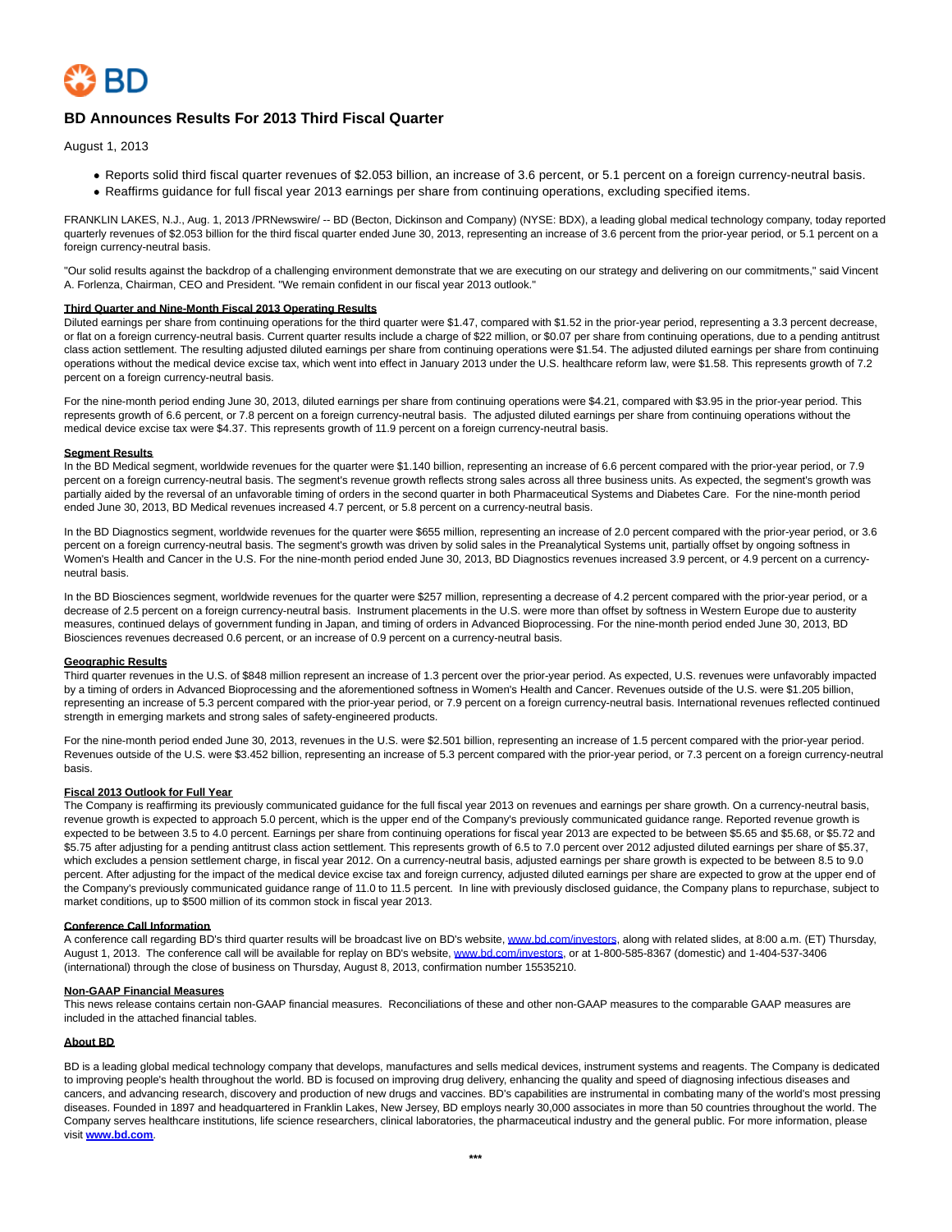# BD Announces Results For 2013 Third Fiscal Quarter

August 1, 2013

- Reports solid third fiscal quarter revenues of $2.053 billion, an increase of 3.6 percent, or 5.1 percent on a foreign currency-neutral basis.
- Reaffirms guidance for full fiscal year 2013 earnings per share from continuing operations, excluding specified items.

FRANKLIN LAKES, N.J., Aug. 1, 2013 /PRNewswire/ -- BD (Becton, Dickinson and Company) (NYSE: BDX), a leading global medical technology company, today reported quarterly revenues of $2.053 billion for the third fiscal quarter ended June 30, 2013, representing an increase of 3.6 percent from the prior-year period, or 5.1 percent on a foreign currency-neutral basis.

"Our solid results against the backdrop of a challenging environment demonstrate that we are executing on our strategy and delivering on our commitments," said Vincent A. Forlenza, Chairman, CEO and President. "We remain confident in our fiscal year 2013 outlook."

**Third Quarter and Nine-Month Fiscal 2013 Operating Results**

Diluted earnings per share from continuing operations for the third quarter were $1.47, compared with $1.52 in the prior-year period, representing a 3.3 percent decrease, or flat on a foreign currency-neutral basis. Current quarter results include a charge of $22 million, or $0.07 per share from continuing operations, due to a pending antitrust class action settlement. The resulting adjusted diluted earnings per share from continuing operations were $1.54. The adjusted diluted earnings per share from continuing operations without the medical device excise tax, which went into effect in January 2013 under the U.S. healthcare reform law, were $1.58. This represents growth of 7.2 percent on a foreign currency-neutral basis.

For the nine-month period ending June 30, 2013, diluted earnings per share from continuing operations were $4.21, compared with $3.95 in the prior-year period. This represents growth of 6.6 percent, or 7.8 percent on a foreign currency-neutral basis. The adjusted diluted earnings per share from continuing operations without the medical device excise tax were $4.37. This represents growth of 11.9 percent on a foreign currency-neutral basis.

**Segment Results**

In the BD Medical segment, worldwide revenues for the quarter were $1.140 billion, representing an increase of 6.6 percent compared with the prior-year period, or 7.9 percent on a foreign currency-neutral basis. The segment's revenue growth reflects strong sales across all three business units. As expected, the segment's growth was partially aided by the reversal of an unfavorable timing of orders in the second quarter in both Pharmaceutical Systems and Diabetes Care. For the nine-month period ended June 30, 2013, BD Medical revenues increased 4.7 percent, or 5.8 percent on a currency-neutral basis.

In the BD Diagnostics segment, worldwide revenues for the quarter were $655 million, representing an increase of 2.0 percent compared with the prior-year period, or 3.6 percent on a foreign currency-neutral basis. The segment's growth was driven by solid sales in the Preanalytical Systems unit, partially offset by ongoing softness in Women's Health and Cancer in the U.S. For the nine-month period ended June 30, 2013, BD Diagnostics revenues increased 3.9 percent, or 4.9 percent on a currency-neutral basis.

In the BD Biosciences segment, worldwide revenues for the quarter were $257 million, representing a decrease of 4.2 percent compared with the prior-year period, or a decrease of 2.5 percent on a foreign currency-neutral basis. Instrument placements in the U.S. were more than offset by softness in Western Europe due to austerity measures, continued delays of government funding in Japan, and timing of orders in Advanced Bioprocessing. For the nine-month period ended June 30, 2013, BD Biosciences revenues decreased 0.6 percent, or an increase of 0.9 percent on a currency-neutral basis.

**Geographic Results**

Third quarter revenues in the U.S. of $848 million represent an increase of 1.3 percent over the prior-year period. As expected, U.S. revenues were unfavorably impacted by a timing of orders in Advanced Bioprocessing and the aforementioned softness in Women's Health and Cancer. Revenues outside of the U.S. were $1.205 billion, representing an increase of 5.3 percent compared with the prior-year period, or 7.9 percent on a foreign currency-neutral basis. International revenues reflected continued strength in emerging markets and strong sales of safety-engineered products.

For the nine-month period ended June 30, 2013, revenues in the U.S. were $2.501 billion, representing an increase of 1.5 percent compared with the prior-year period. Revenues outside of the U.S. were $3.452 billion, representing an increase of 5.3 percent compared with the prior-year period, or 7.3 percent on a foreign currency-neutral basis.

**Fiscal 2013 Outlook for Full Year**

The Company is reaffirming its previously communicated guidance for the full fiscal year 2013 on revenues and earnings per share growth. On a currency-neutral basis, revenue growth is expected to approach 5.0 percent, which is the upper end of the Company's previously communicated guidance range. Reported revenue growth is expected to be between 3.5 to 4.0 percent. Earnings per share from continuing operations for fiscal year 2013 are expected to be between $5.65 and $5.68, or $5.72 and $5.75 after adjusting for a pending antitrust class action settlement. This represents growth of 6.5 to 7.0 percent over 2012 adjusted diluted earnings per share of $5.37, which excludes a pension settlement charge, in fiscal year 2012. On a currency-neutral basis, adjusted earnings per share growth is expected to be between 8.5 to 9.0 percent. After adjusting for the impact of the medical device excise tax and foreign currency, adjusted diluted earnings per share are expected to grow at the upper end of the Company's previously communicated guidance range of 11.0 to 11.5 percent. In line with previously disclosed guidance, the Company plans to repurchase, subject to market conditions, up to $500 million of its common stock in fiscal year 2013.

**Conference Call Information**

A conference call regarding BD's third quarter results will be broadcast live on BD's website, www.bd.com/investors, along with related slides, at 8:00 a.m. (ET) Thursday, August 1, 2013. The conference call will be available for replay on BD's website, www.bd.com/investors, or at 1-800-585-8367 (domestic) and 1-404-537-3406 (international) through the close of business on Thursday, August 8, 2013, confirmation number 15535210.

**Non-GAAP Financial Measures**

This news release contains certain non-GAAP financial measures. Reconciliations of these and other non-GAAP measures to the comparable GAAP measures are included in the attached financial tables.

**About BD**

BD is a leading global medical technology company that develops, manufactures and sells medical devices, instrument systems and reagents. The Company is dedicated to improving people's health throughout the world. BD is focused on improving drug delivery, enhancing the quality and speed of diagnosing infectious diseases and cancers, and advancing research, discovery and production of new drugs and vaccines. BD's capabilities are instrumental in combating many of the world's most pressing diseases. Founded in 1897 and headquartered in Franklin Lakes, New Jersey, BD employs nearly 30,000 associates in more than 50 countries throughout the world. The Company serves healthcare institutions, life science researchers, clinical laboratories, the pharmaceutical industry and the general public. For more information, please visit **www.bd.com**.

***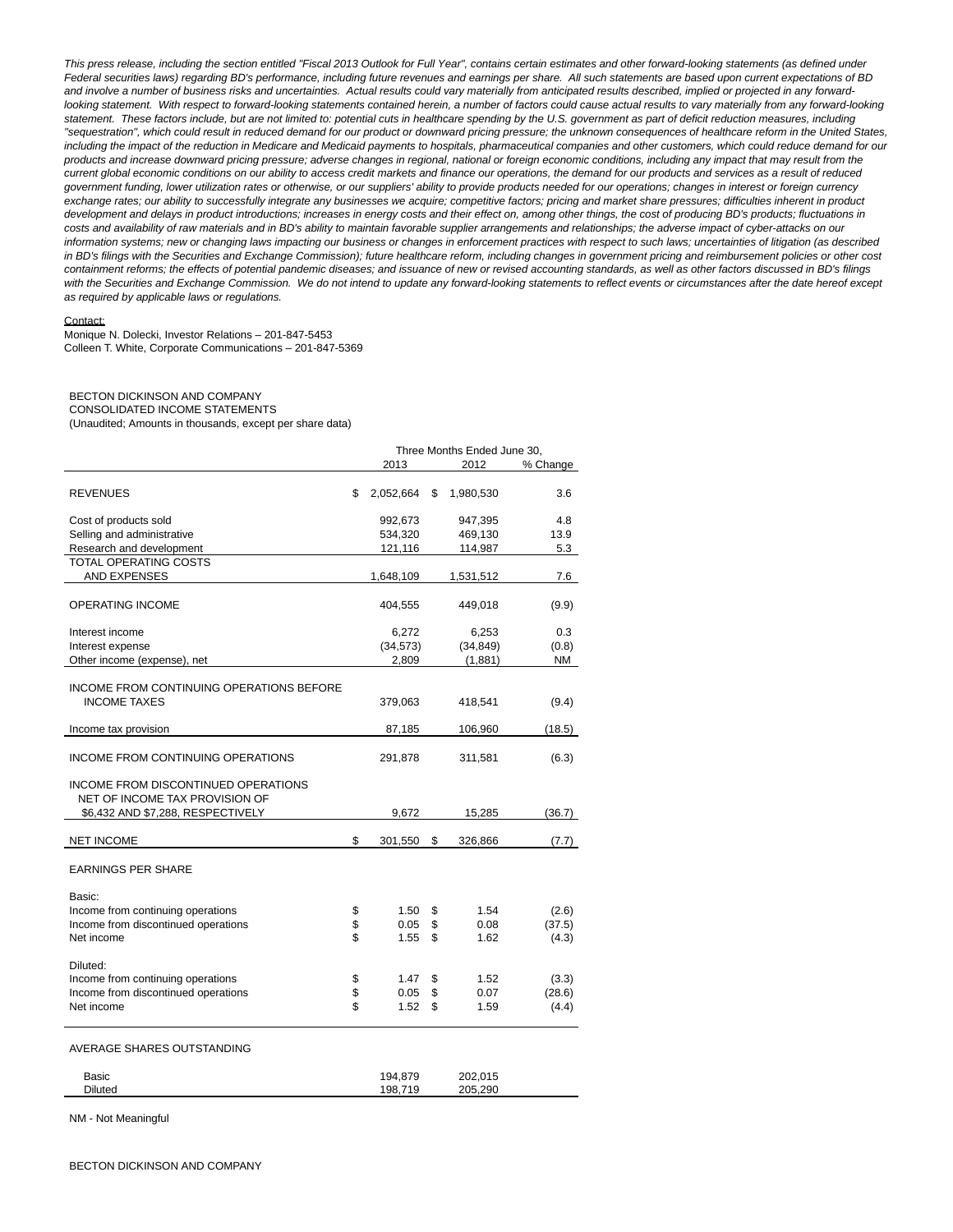*This press release, including the section entitled "Fiscal 2013 Outlook for Full Year", contains certain estimates and other forward-looking statements (as defined under Federal securities laws) regarding BD's performance, including future revenues and earnings per share. All such statements are based upon current expectations of BD and involve a number of business risks and uncertainties. Actual results could vary materially from anticipated results described, implied or projected in any forward-looking statement. With respect to forward-looking statements contained herein, a number of factors could cause actual results to vary materially from any forward-looking statement. These factors include, but are not limited to: potential cuts in healthcare spending by the U.S. government as part of deficit reduction measures, including "sequestration", which could result in reduced demand for our product or downward pricing pressure; the unknown consequences of healthcare reform in the United States, including the impact of the reduction in Medicare and Medicaid payments to hospitals, pharmaceutical companies and other customers, which could reduce demand for our products and increase downward pricing pressure; adverse changes in regional, national or foreign economic conditions, including any impact that may result from the current global economic conditions on our ability to access credit markets and finance our operations, the demand for our products and services as a result of reduced government funding, lower utilization rates or otherwise, or our suppliers' ability to provide products needed for our operations; changes in interest or foreign currency exchange rates; our ability to successfully integrate any businesses we acquire; competitive factors; pricing and market share pressures; difficulties inherent in product development and delays in product introductions; increases in energy costs and their effect on, among other things, the cost of producing BD's products; fluctuations in costs and availability of raw materials and in BD's ability to maintain favorable supplier arrangements and relationships; the adverse impact of cyber-attacks on our information systems; new or changing laws impacting our business or changes in enforcement practices with respect to such laws; uncertainties of litigation (as described in BD's filings with the Securities and Exchange Commission); future healthcare reform, including changes in government pricing and reimbursement policies or other cost containment reforms; the effects of potential pandemic diseases; and issuance of new or revised accounting standards, as well as other factors discussed in BD's filings with the Securities and Exchange Commission. We do not intend to update any forward-looking statements to reflect events or circumstances after the date hereof except as required by applicable laws or regulations.*

Contact:

Monique N. Dolecki, Investor Relations – 201-847-5453
Colleen T. White, Corporate Communications – 201-847-5369

BECTON DICKINSON AND COMPANY
CONSOLIDATED INCOME STATEMENTS
(Unaudited; Amounts in thousands, except per share data)

| | Three Months Ended June 30, | | |
|---|---|---|---|
| | 2013 | 2012 | % Change |
| REVENUES | $ 2,052,664 | $ 1,980,530 | 3.6 |
| Cost of products sold | 992,673 | 947,395 | 4.8 |
| Selling and administrative | 534,320 | 469,130 | 13.9 |
| Research and development | 121,116 | 114,987 | 5.3 |
| TOTAL OPERATING COSTS AND EXPENSES | 1,648,109 | 1,531,512 | 7.6 |
| OPERATING INCOME | 404,555 | 449,018 | (9.9) |
| Interest income | 6,272 | 6,253 | 0.3 |
| Interest expense | (34,573) | (34,849) | (0.8) |
| Other income (expense), net | 2,809 | (1,881) | NM |
| INCOME FROM CONTINUING OPERATIONS BEFORE INCOME TAXES | 379,063 | 418,541 | (9.4) |
| Income tax provision | 87,185 | 106,960 | (18.5) |
| INCOME FROM CONTINUING OPERATIONS | 291,878 | 311,581 | (6.3) |
| INCOME FROM DISCONTINUED OPERATIONS NET OF INCOME TAX PROVISION OF $6,432 AND $7,288, RESPECTIVELY | 9,672 | 15,285 | (36.7) |
| NET INCOME | $ 301,550 | $ 326,866 | (7.7) |
| EARNINGS PER SHARE | | | |
| Basic: | | | |
| Income from continuing operations | $ 1.50 | $ 1.54 | (2.6) |
| Income from discontinued operations | $ 0.05 | $ 0.08 | (37.5) |
| Net income | $ 1.55 | $ 1.62 | (4.3) |
| Diluted: | | | |
| Income from continuing operations | $ 1.47 | $ 1.52 | (3.3) |
| Income from discontinued operations | $ 0.05 | $ 0.07 | (28.6) |
| Net income | $ 1.52 | $ 1.59 | (4.4) |
| AVERAGE SHARES OUTSTANDING | | | |
| Basic | 194,879 | 202,015 | |
| Diluted | 198,719 | 205,290 | |

NM - Not Meaningful

BECTON DICKINSON AND COMPANY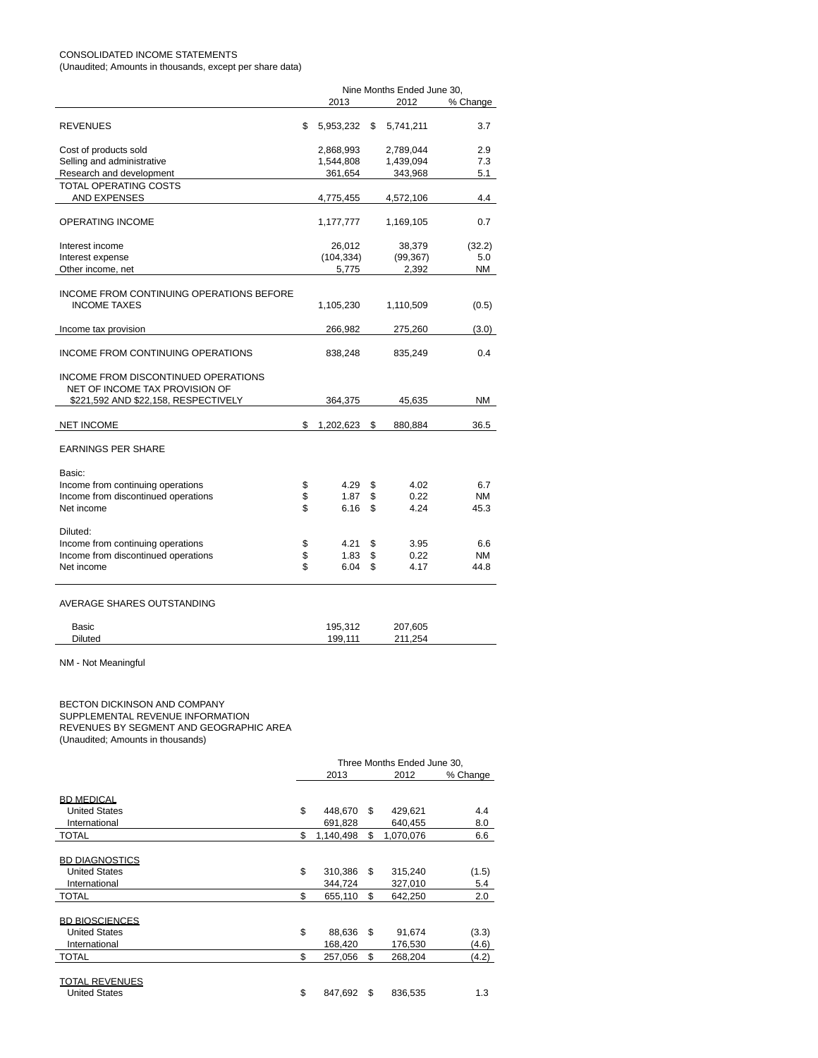CONSOLIDATED INCOME STATEMENTS
(Unaudited; Amounts in thousands, except per share data)

| | Nine Months Ended June 30, | | |
|---|---|---|---|
| | 2013 | 2012 | % Change |
| REVENUES | $ 5,953,232 | $ 5,741,211 | 3.7 |
| Cost of products sold | 2,868,993 | 2,789,044 | 2.9 |
| Selling and administrative | 1,544,808 | 1,439,094 | 7.3 |
| Research and development | 361,654 | 343,968 | 5.1 |
| TOTAL OPERATING COSTS AND EXPENSES | 4,775,455 | 4,572,106 | 4.4 |
| OPERATING INCOME | 1,177,777 | 1,169,105 | 0.7 |
| Interest income | 26,012 | 38,379 | (32.2) |
| Interest expense | (104,334) | (99,367) | 5.0 |
| Other income, net | 5,775 | 2,392 | NM |
| INCOME FROM CONTINUING OPERATIONS BEFORE INCOME TAXES | 1,105,230 | 1,110,509 | (0.5) |
| Income tax provision | 266,982 | 275,260 | (3.0) |
| INCOME FROM CONTINUING OPERATIONS | 838,248 | 835,249 | 0.4 |
| INCOME FROM DISCONTINUED OPERATIONS NET OF INCOME TAX PROVISION OF $221,592 AND $22,158, RESPECTIVELY | 364,375 | 45,635 | NM |
| NET INCOME | $ 1,202,623 | $ 880,884 | 36.5 |
| EARNINGS PER SHARE | | | |
| Basic: | | | |
| Income from continuing operations | $ 4.29 | $ 4.02 | 6.7 |
| Income from discontinued operations | $ 1.87 | $ 0.22 | NM |
| Net income | $ 6.16 | $ 4.24 | 45.3 |
| Diluted: | | | |
| Income from continuing operations | $ 4.21 | $ 3.95 | 6.6 |
| Income from discontinued operations | $ 1.83 | $ 0.22 | NM |
| Net income | $ 6.04 | $ 4.17 | 44.8 |
| AVERAGE SHARES OUTSTANDING | | | |
| Basic | 195,312 | 207,605 | |
| Diluted | 199,111 | 211,254 | |

NM - Not Meaningful

BECTON DICKINSON AND COMPANY
SUPPLEMENTAL REVENUE INFORMATION
REVENUES BY SEGMENT AND GEOGRAPHIC AREA
(Unaudited; Amounts in thousands)

| | Three Months Ended June 30, | | |
|---|---|---|---|
| | 2013 | 2012 | % Change |
| BD MEDICAL | | | |
| United States | $ 448,670 | $ 429,621 | 4.4 |
| International | 691,828 | 640,455 | 8.0 |
| TOTAL | $ 1,140,498 | $ 1,070,076 | 6.6 |
| BD DIAGNOSTICS | | | |
| United States | $ 310,386 | $ 315,240 | (1.5) |
| International | 344,724 | 327,010 | 5.4 |
| TOTAL | $ 655,110 | $ 642,250 | 2.0 |
| BD BIOSCIENCES | | | |
| United States | $ 88,636 | $ 91,674 | (3.3) |
| International | 168,420 | 176,530 | (4.6) |
| TOTAL | $ 257,056 | $ 268,204 | (4.2) |
| TOTAL REVENUES | | | |
| United States | $ 847,692 | $ 836,535 | 1.3 |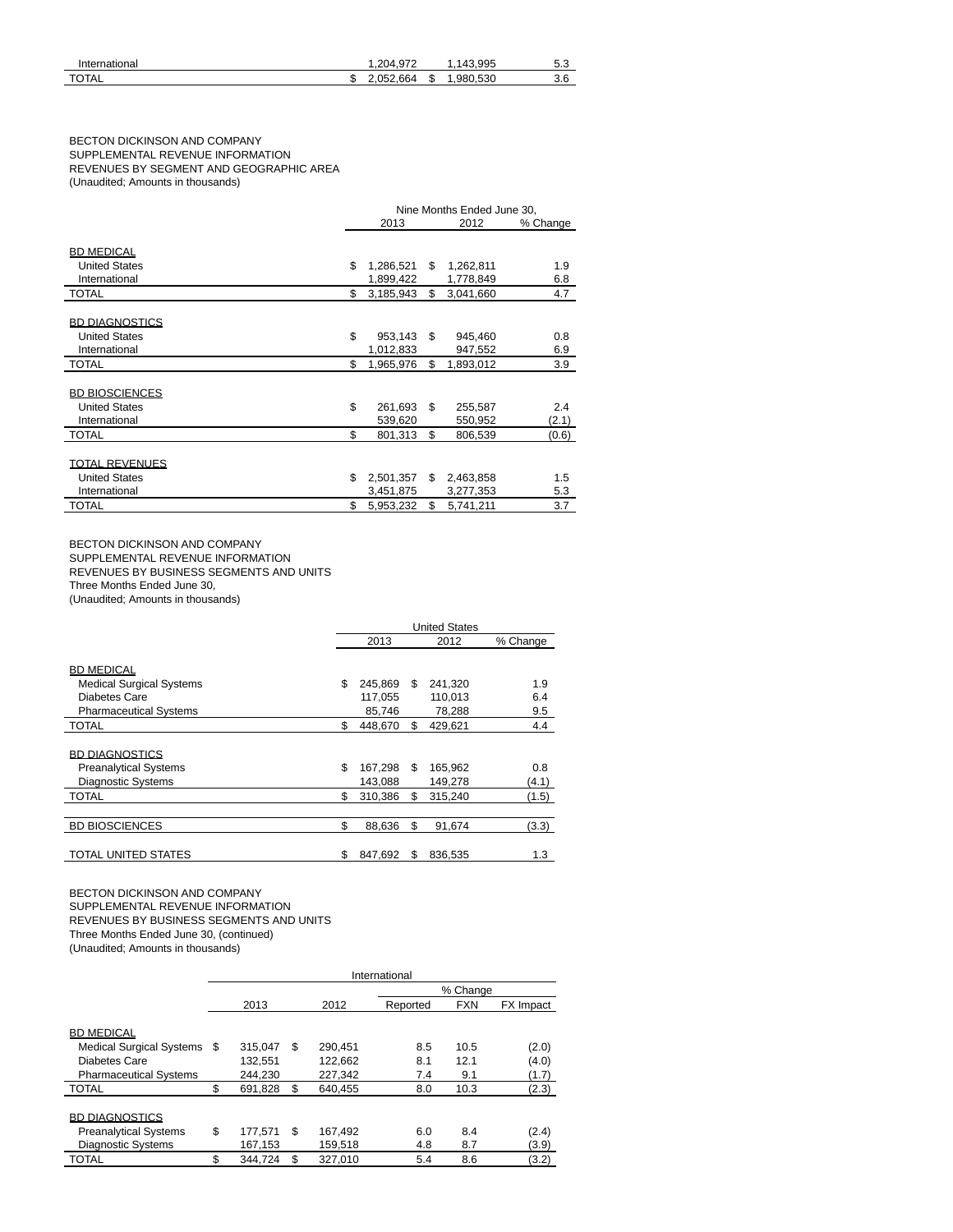| | | | |
|---|---|---|---|
| International | 1,204,972 | 1,143,995 | 5.3 |
| TOTAL | $ 2,052,664 | $ 1,980,530 | 3.6 |

BECTON DICKINSON AND COMPANY
SUPPLEMENTAL REVENUE INFORMATION
REVENUES BY SEGMENT AND GEOGRAPHIC AREA
(Unaudited; Amounts in thousands)

| | Nine Months Ended June 30, | | |
|---|---|---|---|
| | 2013 | 2012 | % Change |
| BD MEDICAL | | | |
| United States | $ 1,286,521 | $ 1,262,811 | 1.9 |
| International | 1,899,422 | 1,778,849 | 6.8 |
| TOTAL | $ 3,185,943 | $ 3,041,660 | 4.7 |
| BD DIAGNOSTICS | | | |
| United States | $ 953,143 | $ 945,460 | 0.8 |
| International | 1,012,833 | 947,552 | 6.9 |
| TOTAL | $ 1,965,976 | $ 1,893,012 | 3.9 |
| BD BIOSCIENCES | | | |
| United States | $ 261,693 | $ 255,587 | 2.4 |
| International | 539,620 | 550,952 | (2.1) |
| TOTAL | $ 801,313 | $ 806,539 | (0.6) |
| TOTAL REVENUES | | | |
| United States | $ 2,501,357 | $ 2,463,858 | 1.5 |
| International | 3,451,875 | 3,277,353 | 5.3 |
| TOTAL | $ 5,953,232 | $ 5,741,211 | 3.7 |

BECTON DICKINSON AND COMPANY
SUPPLEMENTAL REVENUE INFORMATION
REVENUES BY BUSINESS SEGMENTS AND UNITS
Three Months Ended June 30,
(Unaudited; Amounts in thousands)

| | United States | | |
|---|---|---|---|
| | 2013 | 2012 | % Change |
| BD MEDICAL | | | |
| Medical Surgical Systems | $ 245,869 | $ 241,320 | 1.9 |
| Diabetes Care | 117,055 | 110,013 | 6.4 |
| Pharmaceutical Systems | 85,746 | 78,288 | 9.5 |
| TOTAL | $ 448,670 | $ 429,621 | 4.4 |
| BD DIAGNOSTICS | | | |
| Preanalytical Systems | $ 167,298 | $ 165,962 | 0.8 |
| Diagnostic Systems | 143,088 | 149,278 | (4.1) |
| TOTAL | $ 310,386 | $ 315,240 | (1.5) |
| BD BIOSCIENCES | $ 88,636 | $ 91,674 | (3.3) |
| TOTAL UNITED STATES | $ 847,692 | $ 836,535 | 1.3 |

BECTON DICKINSON AND COMPANY
SUPPLEMENTAL REVENUE INFORMATION
REVENUES BY BUSINESS SEGMENTS AND UNITS
Three Months Ended June 30, (continued)
(Unaudited; Amounts in thousands)

| | International | | | | |
|---|---|---|---|---|---|
| | | | % Change | | |
| | 2013 | 2012 | Reported | FXN | FX Impact |
| BD MEDICAL | | | | | |
| Medical Surgical Systems | $ 315,047 | $ 290,451 | 8.5 | 10.5 | (2.0) |
| Diabetes Care | 132,551 | 122,662 | 8.1 | 12.1 | (4.0) |
| Pharmaceutical Systems | 244,230 | 227,342 | 7.4 | 9.1 | (1.7) |
| TOTAL | $ 691,828 | $ 640,455 | 8.0 | 10.3 | (2.3) |
| BD DIAGNOSTICS | | | | | |
| Preanalytical Systems | $ 177,571 | $ 167,492 | 6.0 | 8.4 | (2.4) |
| Diagnostic Systems | 167,153 | 159,518 | 4.8 | 8.7 | (3.9) |
| TOTAL | $ 344,724 | $ 327,010 | 5.4 | 8.6 | (3.2) |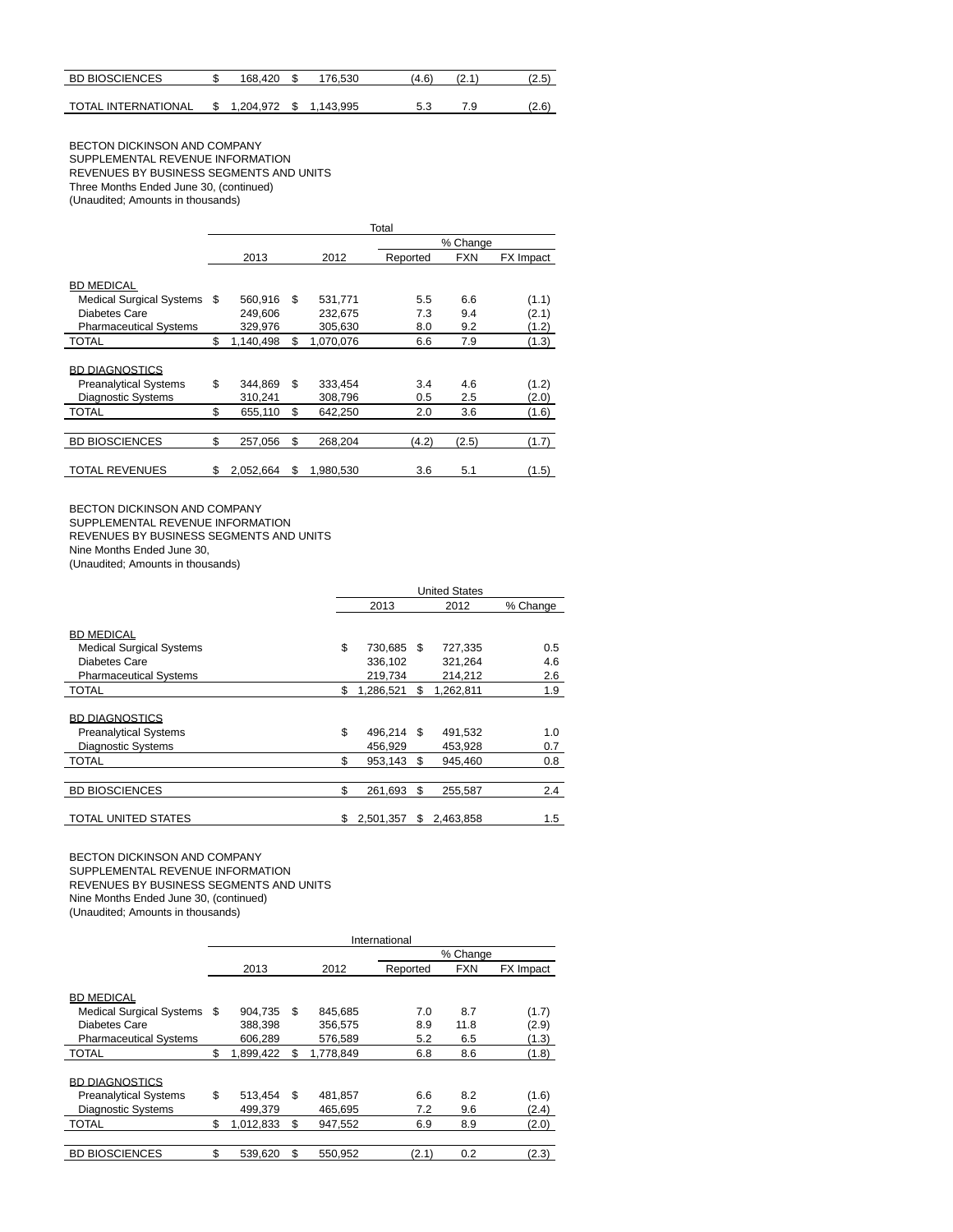| | 2013 | 2012 | Reported | FXN | FX Impact |
|---|---|---|---|---|---|
| BD BIOSCIENCES | $ 168,420 | $ 176,530 | (4.6) | (2.1) | (2.5) |
| TOTAL INTERNATIONAL | $ 1,204,972 | $ 1,143,995 | 5.3 | 7.9 | (2.6) |

BECTON DICKINSON AND COMPANY
SUPPLEMENTAL REVENUE INFORMATION
REVENUES BY BUSINESS SEGMENTS AND UNITS
Three Months Ended June 30, (continued)
(Unaudited; Amounts in thousands)

| | Total | | | | |
|---|---|---|---|---|---|
| | | | % Change | | |
| | 2013 | 2012 | Reported | FXN | FX Impact |
| BD MEDICAL | | | | | |
| Medical Surgical Systems | $ 560,916 | $ 531,771 | 5.5 | 6.6 | (1.1) |
| Diabetes Care | 249,606 | 232,675 | 7.3 | 9.4 | (2.1) |
| Pharmaceutical Systems | 329,976 | 305,630 | 8.0 | 9.2 | (1.2) |
| TOTAL | $ 1,140,498 | $ 1,070,076 | 6.6 | 7.9 | (1.3) |
| BD DIAGNOSTICS | | | | | |
| Preanalytical Systems | $ 344,869 | $ 333,454 | 3.4 | 4.6 | (1.2) |
| Diagnostic Systems | 310,241 | 308,796 | 0.5 | 2.5 | (2.0) |
| TOTAL | $ 655,110 | $ 642,250 | 2.0 | 3.6 | (1.6) |
| BD BIOSCIENCES | $ 257,056 | $ 268,204 | (4.2) | (2.5) | (1.7) |
| TOTAL REVENUES | $ 2,052,664 | $ 1,980,530 | 3.6 | 5.1 | (1.5) |

BECTON DICKINSON AND COMPANY
SUPPLEMENTAL REVENUE INFORMATION
REVENUES BY BUSINESS SEGMENTS AND UNITS
Nine Months Ended June 30,
(Unaudited; Amounts in thousands)

| | United States | | |
|---|---|---|---|
| | 2013 | 2012 | % Change |
| BD MEDICAL | | | |
| Medical Surgical Systems | $ 730,685 | $ 727,335 | 0.5 |
| Diabetes Care | 336,102 | 321,264 | 4.6 |
| Pharmaceutical Systems | 219,734 | 214,212 | 2.6 |
| TOTAL | $ 1,286,521 | $ 1,262,811 | 1.9 |
| BD DIAGNOSTICS | | | |
| Preanalytical Systems | $ 496,214 | $ 491,532 | 1.0 |
| Diagnostic Systems | 456,929 | 453,928 | 0.7 |
| TOTAL | $ 953,143 | $ 945,460 | 0.8 |
| BD BIOSCIENCES | $ 261,693 | $ 255,587 | 2.4 |
| TOTAL UNITED STATES | $ 2,501,357 | $ 2,463,858 | 1.5 |

BECTON DICKINSON AND COMPANY
SUPPLEMENTAL REVENUE INFORMATION
REVENUES BY BUSINESS SEGMENTS AND UNITS
Nine Months Ended June 30, (continued)
(Unaudited; Amounts in thousands)

| | International | | | | |
|---|---|---|---|---|---|
| | | | % Change | | |
| | 2013 | 2012 | Reported | FXN | FX Impact |
| BD MEDICAL | | | | | |
| Medical Surgical Systems | $ 904,735 | $ 845,685 | 7.0 | 8.7 | (1.7) |
| Diabetes Care | 388,398 | 356,575 | 8.9 | 11.8 | (2.9) |
| Pharmaceutical Systems | 606,289 | 576,589 | 5.2 | 6.5 | (1.3) |
| TOTAL | $ 1,899,422 | $ 1,778,849 | 6.8 | 8.6 | (1.8) |
| BD DIAGNOSTICS | | | | | |
| Preanalytical Systems | $ 513,454 | $ 481,857 | 6.6 | 8.2 | (1.6) |
| Diagnostic Systems | 499,379 | 465,695 | 7.2 | 9.6 | (2.4) |
| TOTAL | $ 1,012,833 | $ 947,552 | 6.9 | 8.9 | (2.0) |
| BD BIOSCIENCES | $ 539,620 | $ 550,952 | (2.1) | 0.2 | (2.3) |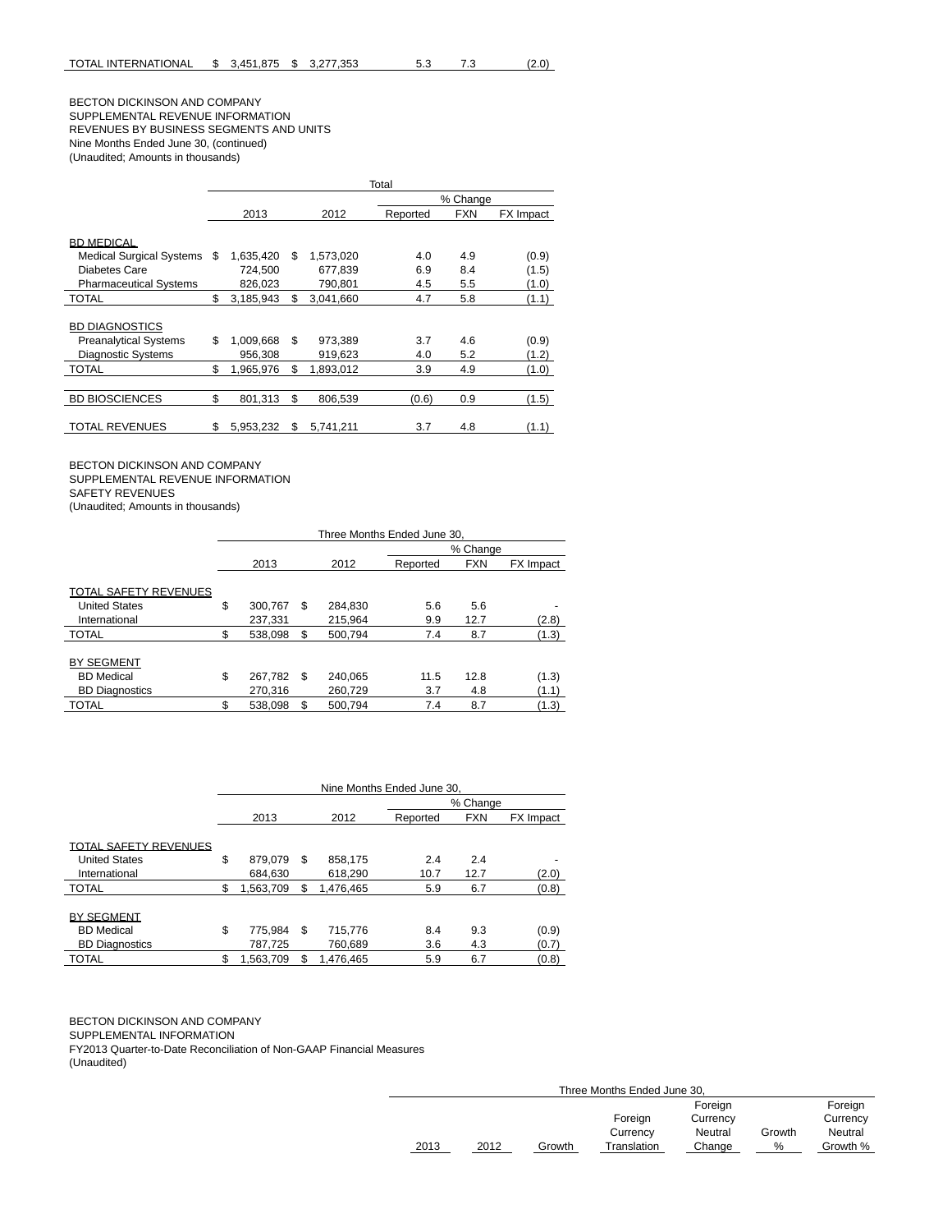| TOTAL INTERNATIONAL | $ 3,451,875 | $ 3,277,353 | 5.3 | 7.3 | (2.0) |
|---|---|---|---|---|---|

BECTON DICKINSON AND COMPANY
SUPPLEMENTAL REVENUE INFORMATION
REVENUES BY BUSINESS SEGMENTS AND UNITS
Nine Months Ended June 30, (continued)
(Unaudited; Amounts in thousands)

| | Total | | | | |
|---|---|---|---|---|---|
| | | | % Change | | |
| | 2013 | 2012 | Reported | FXN | FX Impact |
| BD MEDICAL | | | | | |
| Medical Surgical Systems | $ 1,635,420 | $ 1,573,020 | 4.0 | 4.9 | (0.9) |
| Diabetes Care | 724,500 | 677,839 | 6.9 | 8.4 | (1.5) |
| Pharmaceutical Systems | 826,023 | 790,801 | 4.5 | 5.5 | (1.0) |
| TOTAL | $ 3,185,943 | $ 3,041,660 | 4.7 | 5.8 | (1.1) |
| BD DIAGNOSTICS | | | | | |
| Preanalytical Systems | $ 1,009,668 | $ 973,389 | 3.7 | 4.6 | (0.9) |
| Diagnostic Systems | 956,308 | 919,623 | 4.0 | 5.2 | (1.2) |
| TOTAL | $ 1,965,976 | $ 1,893,012 | 3.9 | 4.9 | (1.0) |
| BD BIOSCIENCES | $ 801,313 | $ 806,539 | (0.6) | 0.9 | (1.5) |
| TOTAL REVENUES | $ 5,953,232 | $ 5,741,211 | 3.7 | 4.8 | (1.1) |

BECTON DICKINSON AND COMPANY
SUPPLEMENTAL REVENUE INFORMATION
SAFETY REVENUES
(Unaudited; Amounts in thousands)

| | Three Months Ended June 30, | | | | |
|---|---|---|---|---|---|
| | | | % Change | | |
| | 2013 | 2012 | Reported | FXN | FX Impact |
| TOTAL SAFETY REVENUES | | | | | |
| United States | $ 300,767 | $ 284,830 | 5.6 | 5.6 | - |
| International | 237,331 | 215,964 | 9.9 | 12.7 | (2.8) |
| TOTAL | $ 538,098 | $ 500,794 | 7.4 | 8.7 | (1.3) |
| BY SEGMENT | | | | | |
| BD Medical | $ 267,782 | $ 240,065 | 11.5 | 12.8 | (1.3) |
| BD Diagnostics | 270,316 | 260,729 | 3.7 | 4.8 | (1.1) |
| TOTAL | $ 538,098 | $ 500,794 | 7.4 | 8.7 | (1.3) |

| | Nine Months Ended June 30, | | | | |
|---|---|---|---|---|---|
| | | | % Change | | |
| | 2013 | 2012 | Reported | FXN | FX Impact |
| TOTAL SAFETY REVENUES | | | | | |
| United States | $ 879,079 | $ 858,175 | 2.4 | 2.4 | - |
| International | 684,630 | 618,290 | 10.7 | 12.7 | (2.0) |
| TOTAL | $ 1,563,709 | $ 1,476,465 | 5.9 | 6.7 | (0.8) |
| BY SEGMENT | | | | | |
| BD Medical | $ 775,984 | $ 715,776 | 8.4 | 9.3 | (0.9) |
| BD Diagnostics | 787,725 | 760,689 | 3.6 | 4.3 | (0.7) |
| TOTAL | $ 1,563,709 | $ 1,476,465 | 5.9 | 6.7 | (0.8) |

BECTON DICKINSON AND COMPANY
SUPPLEMENTAL INFORMATION
FY2013 Quarter-to-Date Reconciliation of Non-GAAP Financial Measures
(Unaudited)

| Three Months Ended June 30, | | | | | | |
|---|---|---|---|---|---|---|
| 2013 | 2012 | Growth | Foreign Currency Translation | Foreign Currency Neutral Change | Growth % | Foreign Currency Neutral Growth % |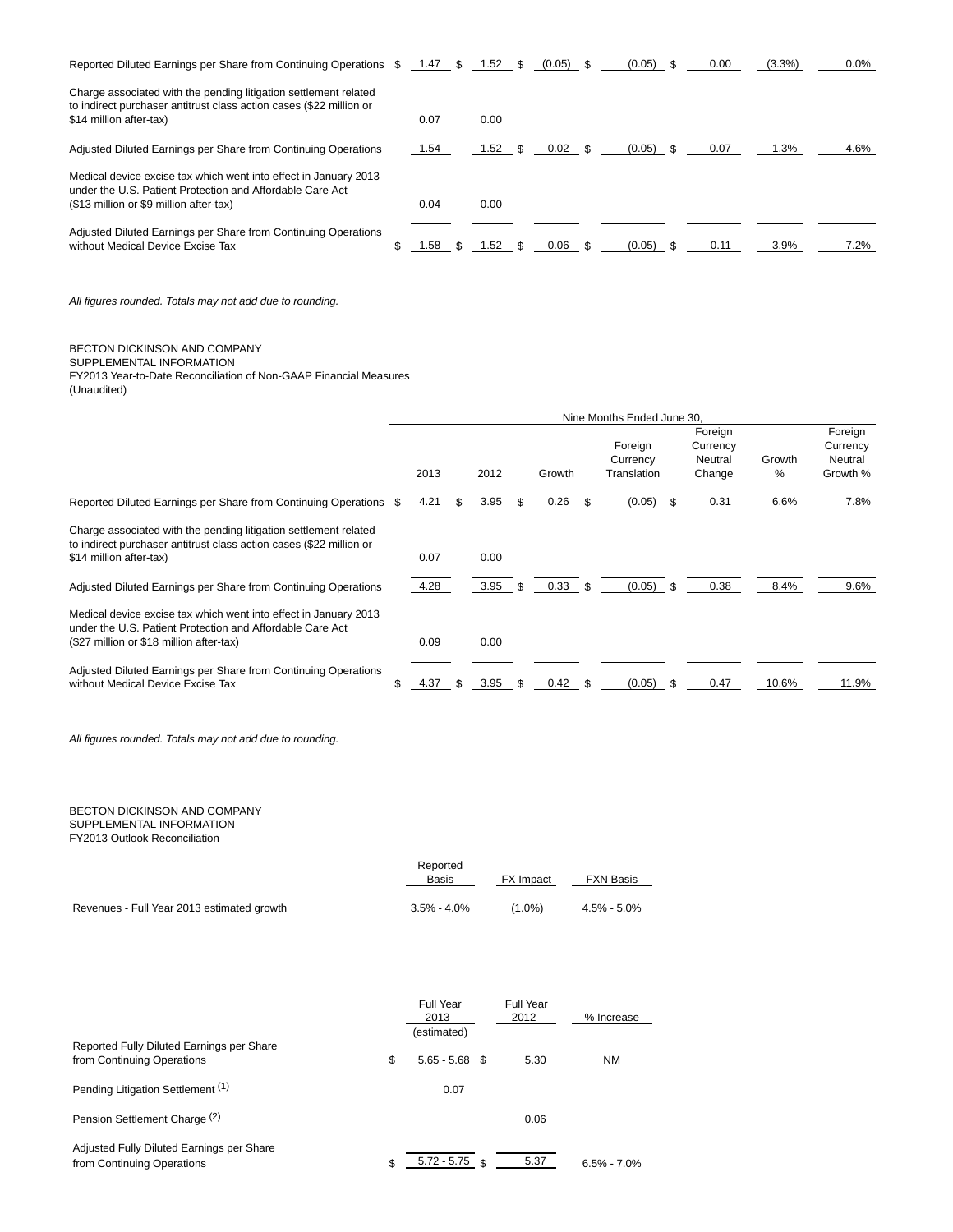| | 2013 | 2012 | Growth | Foreign Currency Translation | Foreign Currency Neutral Change | Growth % | Foreign Currency Neutral Growth % |
|---|---|---|---|---|---|---|---|
| Reported Diluted Earnings per Share from Continuing Operations | $ 1.47 | $ 1.52 | $ (0.05) | $ (0.05) | $ 0.00 | (3.3%) | 0.0% |
| Charge associated with the pending litigation settlement related to indirect purchaser antitrust class action cases ($22 million or $14 million after-tax) | 0.07 | 0.00 | | | | | |
| Adjusted Diluted Earnings per Share from Continuing Operations | 1.54 | 1.52 | $ 0.02 | $ (0.05) | $ 0.07 | 1.3% | 4.6% |
| Medical device excise tax which went into effect in January 2013 under the U.S. Patient Protection and Affordable Care Act ($13 million or $9 million after-tax) | 0.04 | 0.00 | | | | | |
| Adjusted Diluted Earnings per Share from Continuing Operations without Medical Device Excise Tax | $ 1.58 | $ 1.52 | $ 0.06 | $ (0.05) | $ 0.11 | 3.9% | 7.2% |

*All figures rounded. Totals may not add due to rounding.*

BECTON DICKINSON AND COMPANY
SUPPLEMENTAL INFORMATION
FY2013 Year-to-Date Reconciliation of Non-GAAP Financial Measures
(Unaudited)

| | Nine Months Ended June 30, | | | | | | |
|---|---|---|---|---|---|---|---|
| | 2013 | 2012 | Growth | Foreign Currency Translation | Foreign Currency Neutral Change | Growth % | Foreign Currency Neutral Growth % |
| Reported Diluted Earnings per Share from Continuing Operations | $ 4.21 | $ 3.95 | $ 0.26 | $ (0.05) | $ 0.31 | 6.6% | 7.8% |
| Charge associated with the pending litigation settlement related to indirect purchaser antitrust class action cases ($22 million or $14 million after-tax) | 0.07 | 0.00 | | | | | |
| Adjusted Diluted Earnings per Share from Continuing Operations | 4.28 | 3.95 | $ 0.33 | $ (0.05) | $ 0.38 | 8.4% | 9.6% |
| Medical device excise tax which went into effect in January 2013 under the U.S. Patient Protection and Affordable Care Act ($27 million or $18 million after-tax) | 0.09 | 0.00 | | | | | |
| Adjusted Diluted Earnings per Share from Continuing Operations without Medical Device Excise Tax | $ 4.37 | $ 3.95 | $ 0.42 | $ (0.05) | $ 0.47 | 10.6% | 11.9% |

*All figures rounded. Totals may not add due to rounding.*

BECTON DICKINSON AND COMPANY
SUPPLEMENTAL INFORMATION
FY2013 Outlook Reconciliation

| | Reported Basis | FX Impact | FXN Basis |
|---|---|---|---|
| Revenues - Full Year 2013 estimated growth | 3.5% - 4.0% | (1.0%) | 4.5% - 5.0% |

| | Full Year 2013 (estimated) | Full Year 2012 | % Increase |
|---|---|---|---|
| Reported Fully Diluted Earnings per Share from Continuing Operations | $ 5.65 - 5.68 | $ 5.30 | NM |
| Pending Litigation Settlement [1] | 0.07 | | |
| Pension Settlement Charge [2] | | 0.06 | |
| Adjusted Fully Diluted Earnings per Share from Continuing Operations | $ 5.72 - 5.75 | $ 5.37 | 6.5% - 7.0% |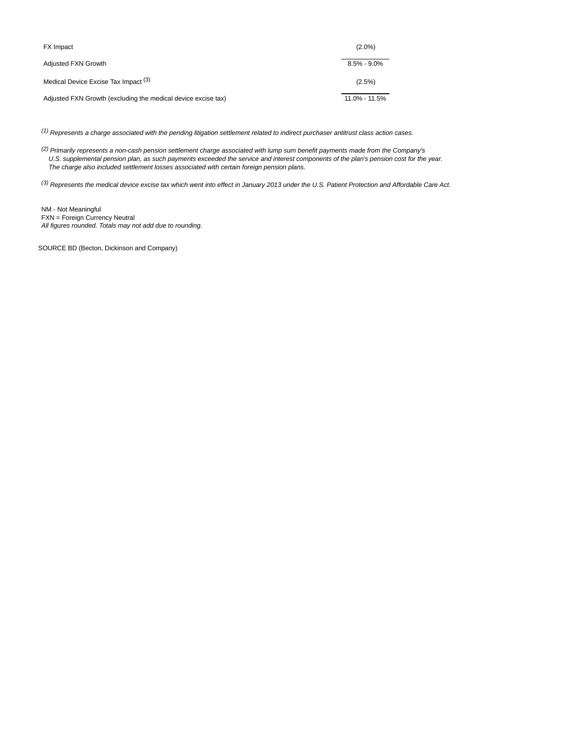| | |
|---|---|
| FX Impact | (2.0%) |
| Adjusted FXN Growth | 8.5% - 9.0% |
| Medical Device Excise Tax Impact [3] | (2.5%) |
| Adjusted FXN Growth (excluding the medical device excise tax) | 11.0% - 11.5% |

*[1] Represents a charge associated with the pending litigation settlement related to indirect purchaser antitrust class action cases.*

*[2] Primarily represents a non-cash pension settlement charge associated with lump sum benefit payments made from the Company's U.S. supplemental pension plan, as such payments exceeded the service and interest components of the plan's pension cost for the year. The charge also included settlement losses associated with certain foreign pension plans.*

*[3] Represents the medical device excise tax which went into effect in January 2013 under the U.S. Patient Protection and Affordable Care Act.*

NM - Not Meaningful
FXN = Foreign Currency Neutral
*All figures rounded. Totals may not add due to rounding.*

SOURCE BD (Becton, Dickinson and Company)